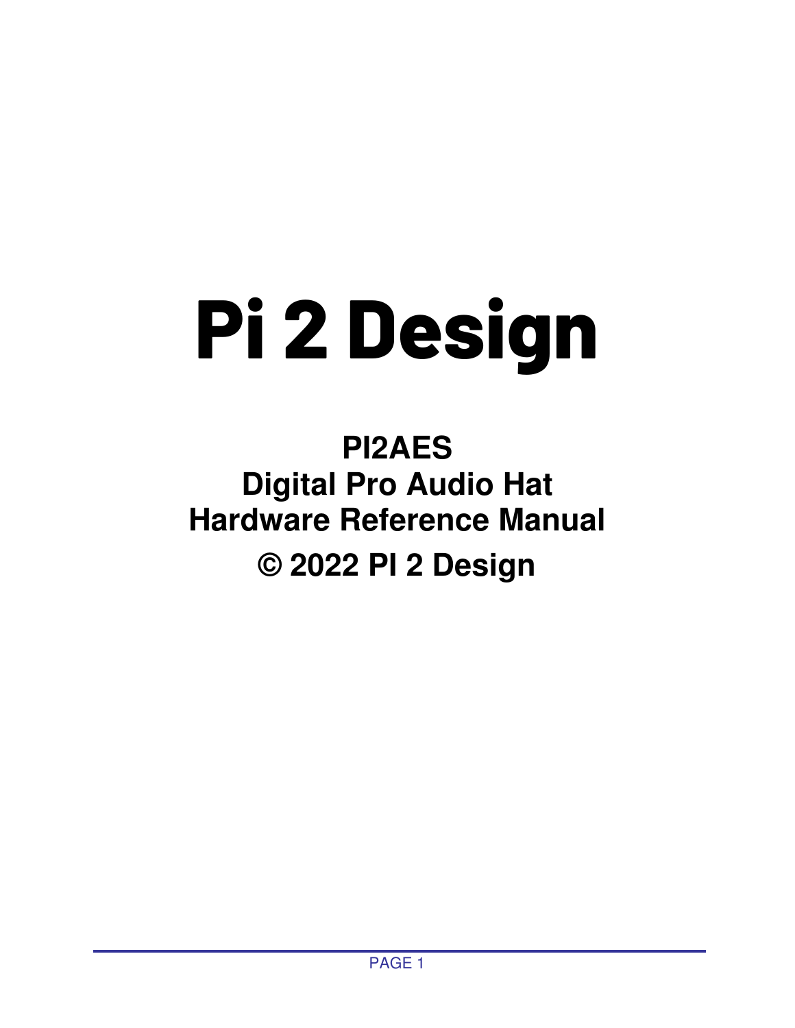# Pi 2 Design

**PI2AES**
**Digital Pro Audio Hat**
**Hardware Reference Manual**
**© 2022 PI 2 Design**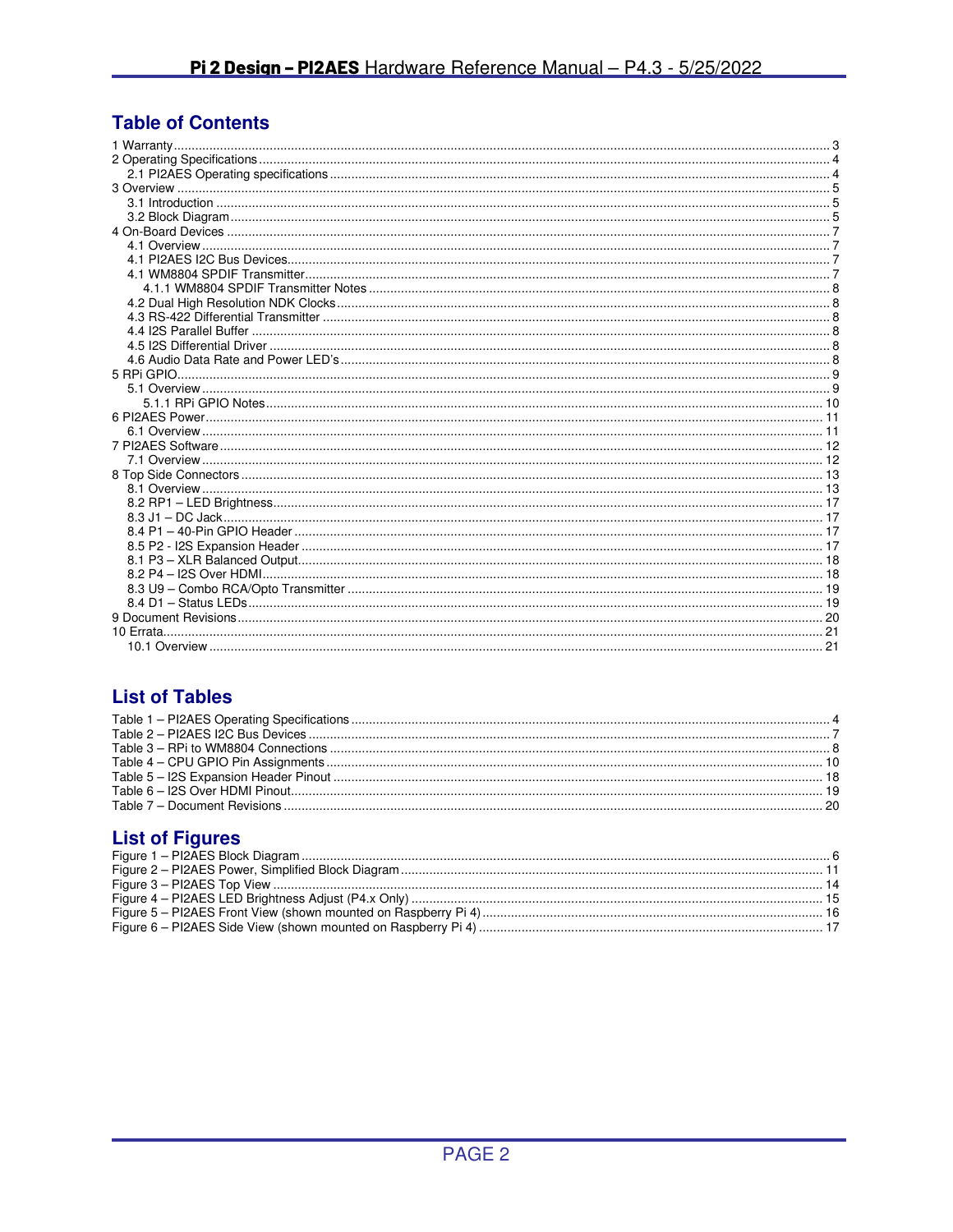## Table of Contents

1 Warranty ..... 3
2 Operating Specifications ..... 4
  2.1 PI2AES Operating specifications ..... 4
3 Overview ..... 5
  3.1 Introduction ..... 5
  3.2 Block Diagram ..... 5
4 On-Board Devices ..... 7
  4.1 Overview ..... 7
  4.1 PI2AES I2C Bus Devices ..... 7
  4.1 WM8804 SPDIF Transmitter ..... 7
    4.1.1 WM8804 SPDIF Transmitter Notes ..... 8
  4.2 Dual High Resolution NDK Clocks ..... 8
  4.3 RS-422 Differential Transmitter ..... 8
  4.4 I2S Parallel Buffer ..... 8
  4.5 I2S Differential Driver ..... 8
  4.6 Audio Data Rate and Power LED's ..... 8
5 RPi GPIO ..... 9
  5.1 Overview ..... 9
    5.1.1 RPi GPIO Notes ..... 10
6 PI2AES Power ..... 11
  6.1 Overview ..... 11
7 PI2AES Software ..... 12
  7.1 Overview ..... 12
8 Top Side Connectors ..... 13
  8.1 Overview ..... 13
  8.2 RP1 – LED Brightness ..... 17
  8.3 J1 – DC Jack ..... 17
  8.4 P1 – 40-Pin GPIO Header ..... 17
  8.5 P2 - I2S Expansion Header ..... 17
  8.1 P3 – XLR Balanced Output ..... 18
  8.2 P4 – I2S Over HDMI ..... 18
  8.3 U9 – Combo RCA/Opto Transmitter ..... 19
  8.4 D1 – Status LEDs ..... 19
9 Document Revisions ..... 20
10 Errata ..... 21
  10.1 Overview ..... 21

## List of Tables

Table 1 – PI2AES Operating Specifications ..... 4
Table 2 – PI2AES I2C Bus Devices ..... 7
Table 3 – RPi to WM8804 Connections ..... 8
Table 4 – CPU GPIO Pin Assignments ..... 10
Table 5 – I2S Expansion Header Pinout ..... 18
Table 6 – I2S Over HDMI Pinout ..... 19
Table 7 – Document Revisions ..... 20

## List of Figures

Figure 1 – PI2AES Block Diagram ..... 6
Figure 2 – PI2AES Power, Simplified Block Diagram ..... 11
Figure 3 – PI2AES Top View ..... 14
Figure 4 – PI2AES LED Brightness Adjust (P4.x Only) ..... 15
Figure 5 – PI2AES Front View (shown mounted on Raspberry Pi 4) ..... 16
Figure 6 – PI2AES Side View (shown mounted on Raspberry Pi 4) ..... 17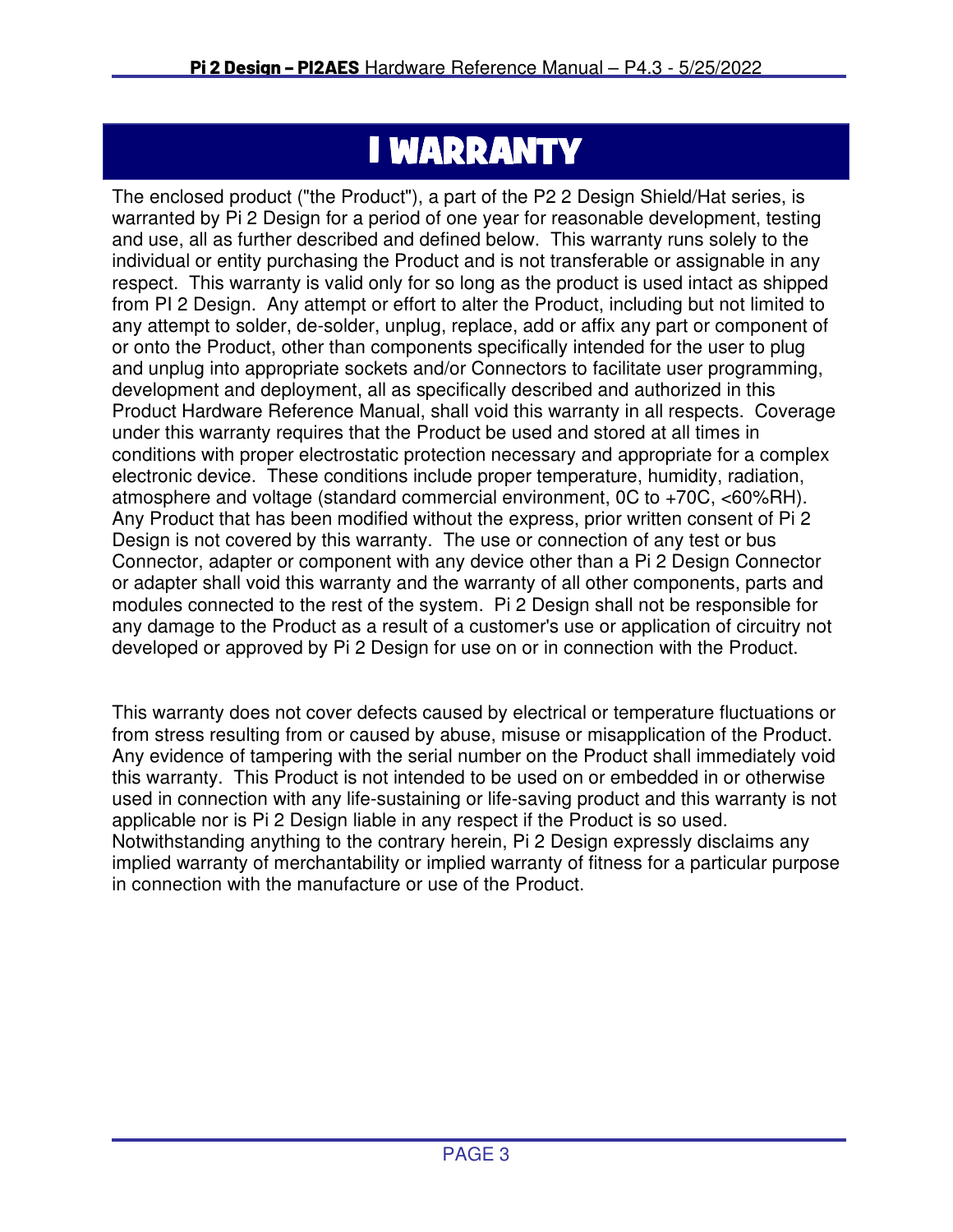# I WARRANTY

The enclosed product ("the Product"), a part of the P2 2 Design Shield/Hat series, is warranted by Pi 2 Design for a period of one year for reasonable development, testing and use, all as further described and defined below. This warranty runs solely to the individual or entity purchasing the Product and is not transferable or assignable in any respect. This warranty is valid only for so long as the product is used intact as shipped from PI 2 Design. Any attempt or effort to alter the Product, including but not limited to any attempt to solder, de-solder, unplug, replace, add or affix any part or component of or onto the Product, other than components specifically intended for the user to plug and unplug into appropriate sockets and/or Connectors to facilitate user programming, development and deployment, all as specifically described and authorized in this Product Hardware Reference Manual, shall void this warranty in all respects. Coverage under this warranty requires that the Product be used and stored at all times in conditions with proper electrostatic protection necessary and appropriate for a complex electronic device. These conditions include proper temperature, humidity, radiation, atmosphere and voltage (standard commercial environment, 0C to +70C, <60%RH). Any Product that has been modified without the express, prior written consent of Pi 2 Design is not covered by this warranty. The use or connection of any test or bus Connector, adapter or component with any device other than a Pi 2 Design Connector or adapter shall void this warranty and the warranty of all other components, parts and modules connected to the rest of the system. Pi 2 Design shall not be responsible for any damage to the Product as a result of a customer's use or application of circuitry not developed or approved by Pi 2 Design for use on or in connection with the Product.

This warranty does not cover defects caused by electrical or temperature fluctuations or from stress resulting from or caused by abuse, misuse or misapplication of the Product. Any evidence of tampering with the serial number on the Product shall immediately void this warranty. This Product is not intended to be used on or embedded in or otherwise used in connection with any life-sustaining or life-saving product and this warranty is not applicable nor is Pi 2 Design liable in any respect if the Product is so used. Notwithstanding anything to the contrary herein, Pi 2 Design expressly disclaims any implied warranty of merchantability or implied warranty of fitness for a particular purpose in connection with the manufacture or use of the Product.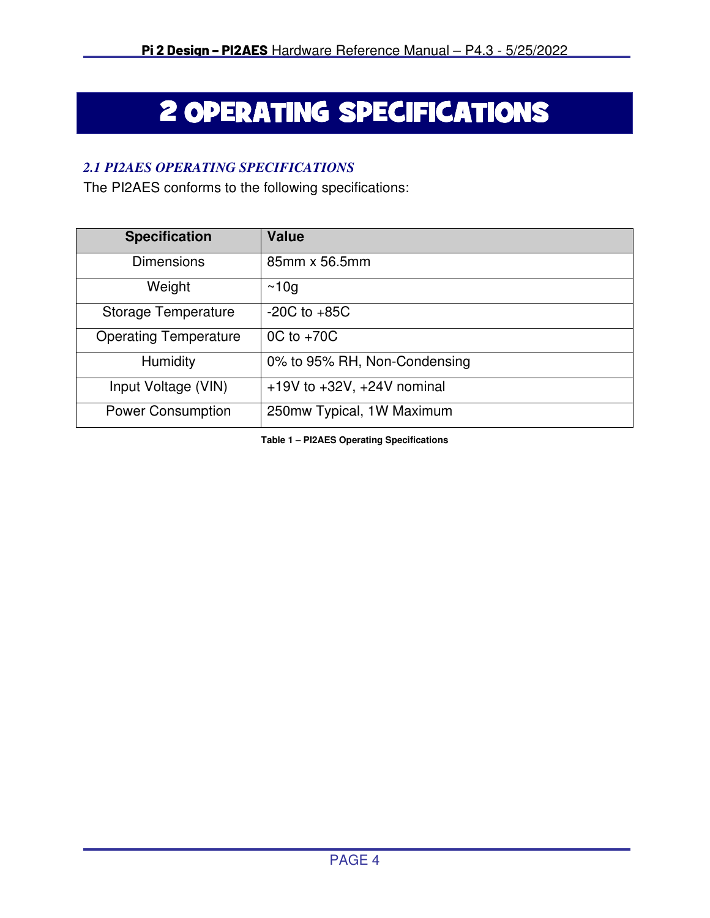# 2 OPERATING SPECIFICATIONS

## *2.1 PI2AES OPERATING SPECIFICATIONS*

The PI2AES conforms to the following specifications:

| Specification | Value |
|---|---|
| Dimensions | 85mm x 56.5mm |
| Weight | ~10g |
| Storage Temperature | -20C to +85C |
| Operating Temperature | 0C to +70C |
| Humidity | 0% to 95% RH, Non-Condensing |
| Input Voltage (VIN) | +19V to +32V, +24V nominal |
| Power Consumption | 250mw Typical, 1W Maximum |

**Table 1 – PI2AES Operating Specifications**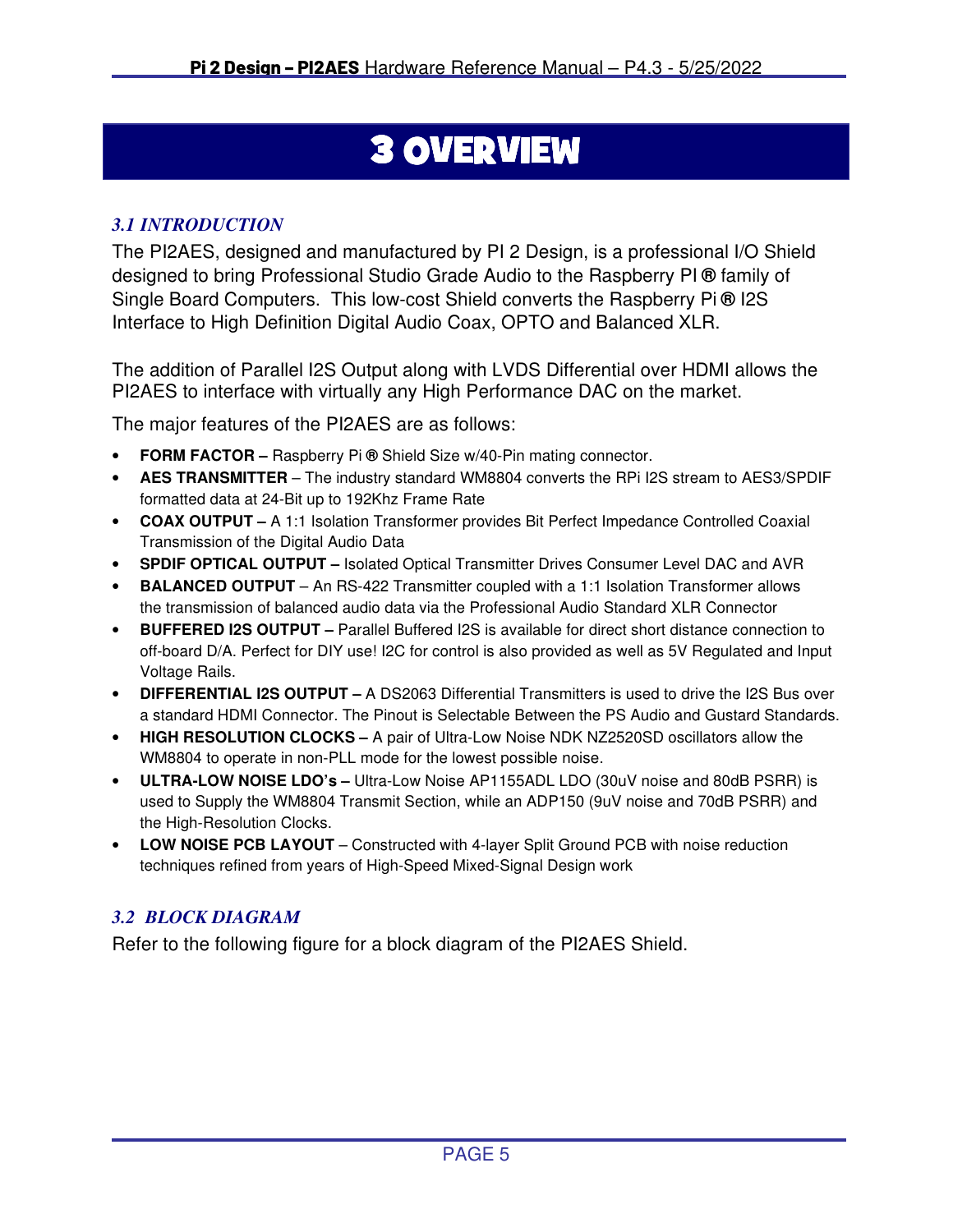# 3 OVERVIEW

## *3.1 INTRODUCTION*

The PI2AES, designed and manufactured by PI 2 Design, is a professional I/O Shield designed to bring Professional Studio Grade Audio to the Raspberry PI ® family of Single Board Computers. This low-cost Shield converts the Raspberry Pi ® I2S Interface to High Definition Digital Audio Coax, OPTO and Balanced XLR.

The addition of Parallel I2S Output along with LVDS Differential over HDMI allows the PI2AES to interface with virtually any High Performance DAC on the market.

The major features of the PI2AES are as follows:

- **FORM FACTOR –** Raspberry Pi ® Shield Size w/40-Pin mating connector.
- **AES TRANSMITTER** – The industry standard WM8804 converts the RPi I2S stream to AES3/SPDIF formatted data at 24-Bit up to 192Khz Frame Rate
- **COAX OUTPUT –** A 1:1 Isolation Transformer provides Bit Perfect Impedance Controlled Coaxial Transmission of the Digital Audio Data
- **SPDIF OPTICAL OUTPUT –** Isolated Optical Transmitter Drives Consumer Level DAC and AVR
- **BALANCED OUTPUT** – An RS-422 Transmitter coupled with a 1:1 Isolation Transformer allows the transmission of balanced audio data via the Professional Audio Standard XLR Connector
- **BUFFERED I2S OUTPUT –** Parallel Buffered I2S is available for direct short distance connection to off-board D/A. Perfect for DIY use! I2C for control is also provided as well as 5V Regulated and Input Voltage Rails.
- **DIFFERENTIAL I2S OUTPUT –** A DS2063 Differential Transmitters is used to drive the I2S Bus over a standard HDMI Connector. The Pinout is Selectable Between the PS Audio and Gustard Standards.
- **HIGH RESOLUTION CLOCKS –** A pair of Ultra-Low Noise NDK NZ2520SD oscillators allow the WM8804 to operate in non-PLL mode for the lowest possible noise.
- **ULTRA-LOW NOISE LDO's –** Ultra-Low Noise AP1155ADL LDO (30uV noise and 80dB PSRR) is used to Supply the WM8804 Transmit Section, while an ADP150 (9uV noise and 70dB PSRR) and the High-Resolution Clocks.
- **LOW NOISE PCB LAYOUT** – Constructed with 4-layer Split Ground PCB with noise reduction techniques refined from years of High-Speed Mixed-Signal Design work

## *3.2 BLOCK DIAGRAM*

Refer to the following figure for a block diagram of the PI2AES Shield.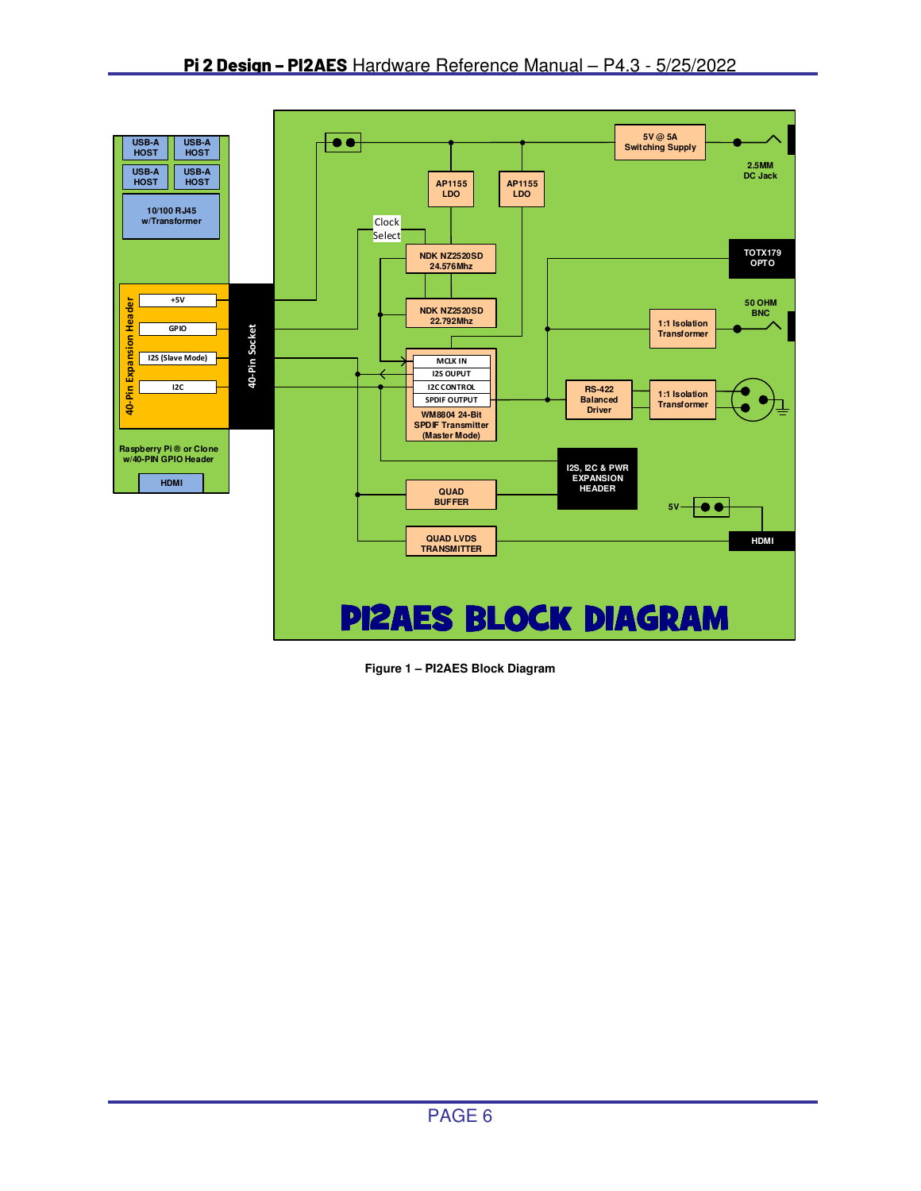Figure 1 – PI2AES Block Diagram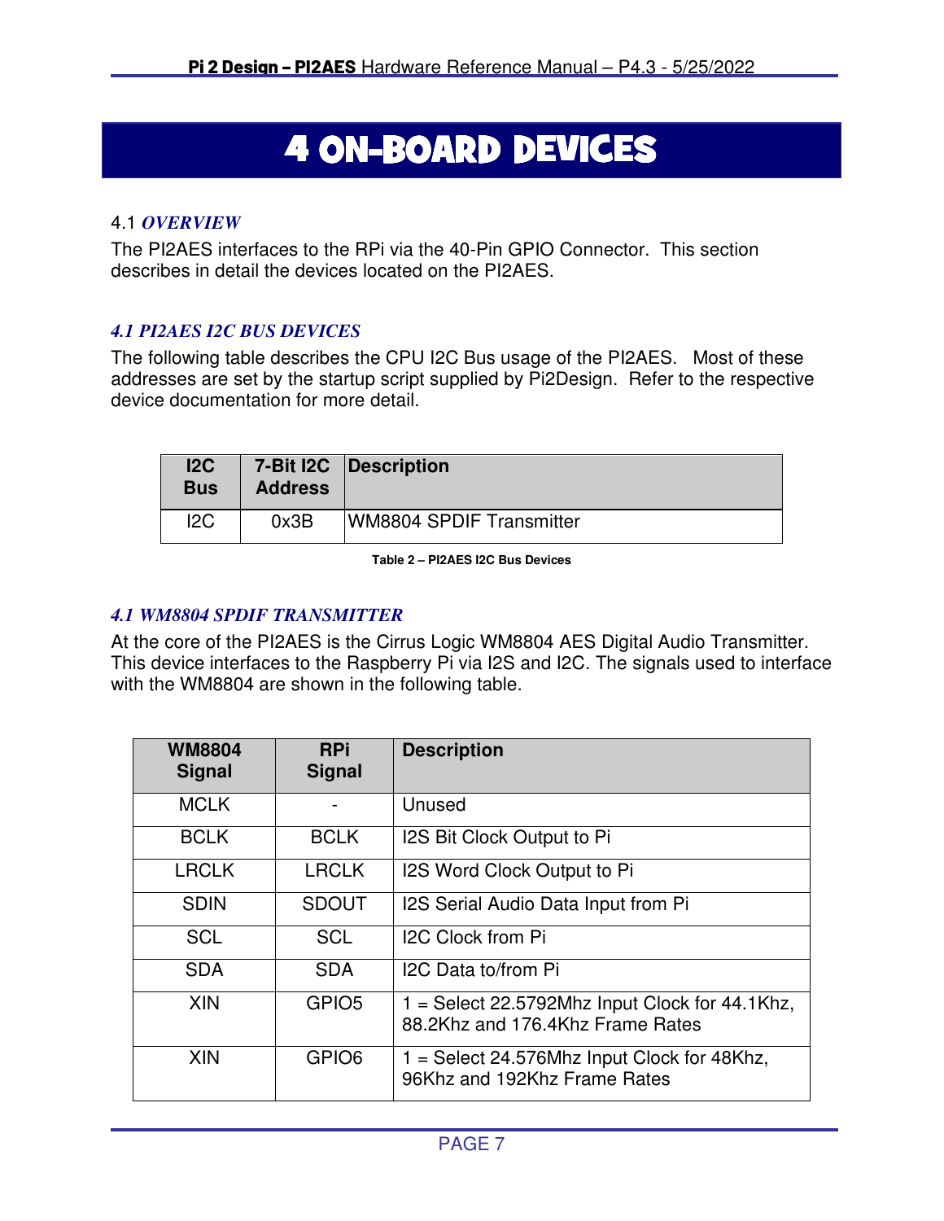# 4 ON-BOARD DEVICES

4.1 *OVERVIEW*

The PI2AES interfaces to the RPi via the 40-Pin GPIO Connector. This section describes in detail the devices located on the PI2AES.

### *4.1 PI2AES I2C BUS DEVICES*

The following table describes the CPU I2C Bus usage of the PI2AES. Most of these addresses are set by the startup script supplied by Pi2Design. Refer to the respective device documentation for more detail.

| I2C Bus | 7-Bit I2C Address | Description |
|---|---|---|
| I2C | 0x3B | WM8804 SPDIF Transmitter |

**Table 2 – PI2AES I2C Bus Devices**

### *4.1 WM8804 SPDIF TRANSMITTER*

At the core of the PI2AES is the Cirrus Logic WM8804 AES Digital Audio Transmitter. This device interfaces to the Raspberry Pi via I2S and I2C. The signals used to interface with the WM8804 are shown in the following table.

| WM8804 Signal | RPi Signal | Description |
|---|---|---|
| MCLK | - | Unused |
| BCLK | BCLK | I2S Bit Clock Output to Pi |
| LRCLK | LRCLK | I2S Word Clock Output to Pi |
| SDIN | SDOUT | I2S Serial Audio Data Input from Pi |
| SCL | SCL | I2C Clock from Pi |
| SDA | SDA | I2C Data to/from Pi |
| XIN | GPIO5 | 1 = Select 22.5792Mhz Input Clock for 44.1Khz, 88.2Khz and 176.4Khz Frame Rates |
| XIN | GPIO6 | 1 = Select 24.576Mhz Input Clock for 48Khz, 96Khz and 192Khz Frame Rates |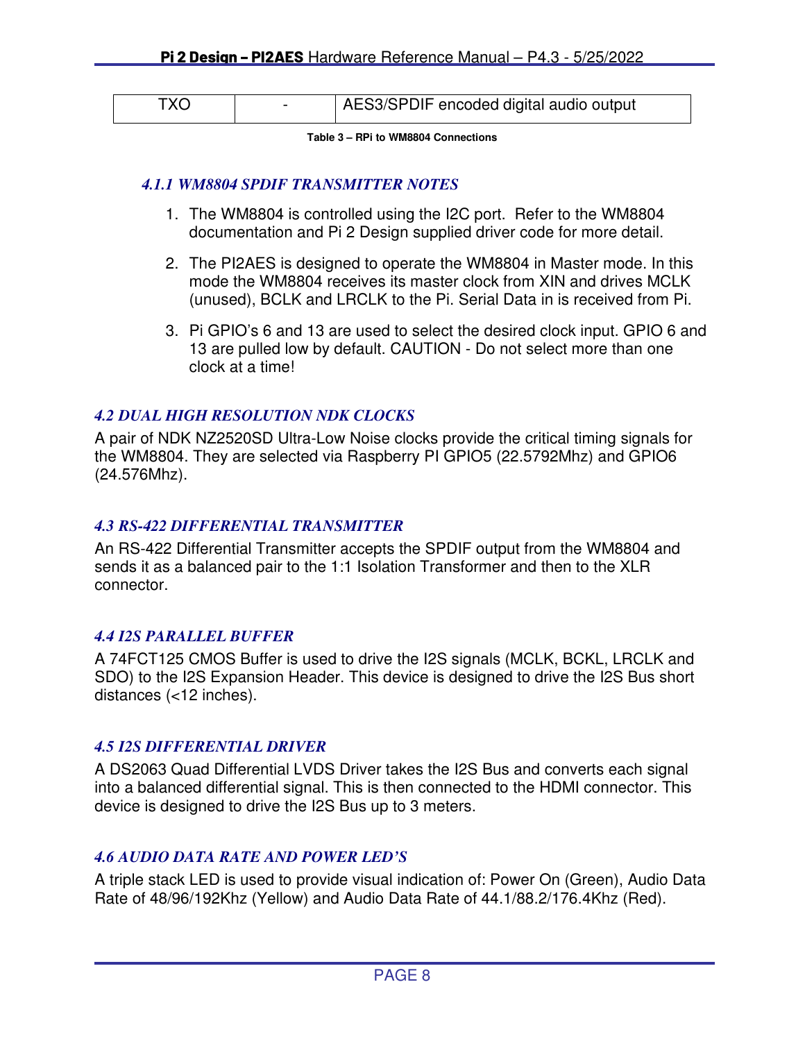| TXO | - | AES3/SPDIF encoded digital audio output |
|---|---|---|

**Table 3 – RPi to WM8804 Connections**

#### *4.1.1 WM8804 SPDIF TRANSMITTER NOTES*

1. The WM8804 is controlled using the I2C port. Refer to the WM8804 documentation and Pi 2 Design supplied driver code for more detail.

2. The PI2AES is designed to operate the WM8804 in Master mode. In this mode the WM8804 receives its master clock from XIN and drives MCLK (unused), BCLK and LRCLK to the Pi. Serial Data in is received from Pi.

3. Pi GPIO's 6 and 13 are used to select the desired clock input. GPIO 6 and 13 are pulled low by default. CAUTION - Do not select more than one clock at a time!

### *4.2 DUAL HIGH RESOLUTION NDK CLOCKS*

A pair of NDK NZ2520SD Ultra-Low Noise clocks provide the critical timing signals for the WM8804. They are selected via Raspberry PI GPIO5 (22.5792Mhz) and GPIO6 (24.576Mhz).

### *4.3 RS-422 DIFFERENTIAL TRANSMITTER*

An RS-422 Differential Transmitter accepts the SPDIF output from the WM8804 and sends it as a balanced pair to the 1:1 Isolation Transformer and then to the XLR connector.

### *4.4 I2S PARALLEL BUFFER*

A 74FCT125 CMOS Buffer is used to drive the I2S signals (MCLK, BCKL, LRCLK and SDO) to the I2S Expansion Header. This device is designed to drive the I2S Bus short distances (<12 inches).

### *4.5 I2S DIFFERENTIAL DRIVER*

A DS2063 Quad Differential LVDS Driver takes the I2S Bus and converts each signal into a balanced differential signal. This is then connected to the HDMI connector. This device is designed to drive the I2S Bus up to 3 meters.

### *4.6 AUDIO DATA RATE AND POWER LED'S*

A triple stack LED is used to provide visual indication of: Power On (Green), Audio Data Rate of 48/96/192Khz (Yellow) and Audio Data Rate of 44.1/88.2/176.4Khz (Red).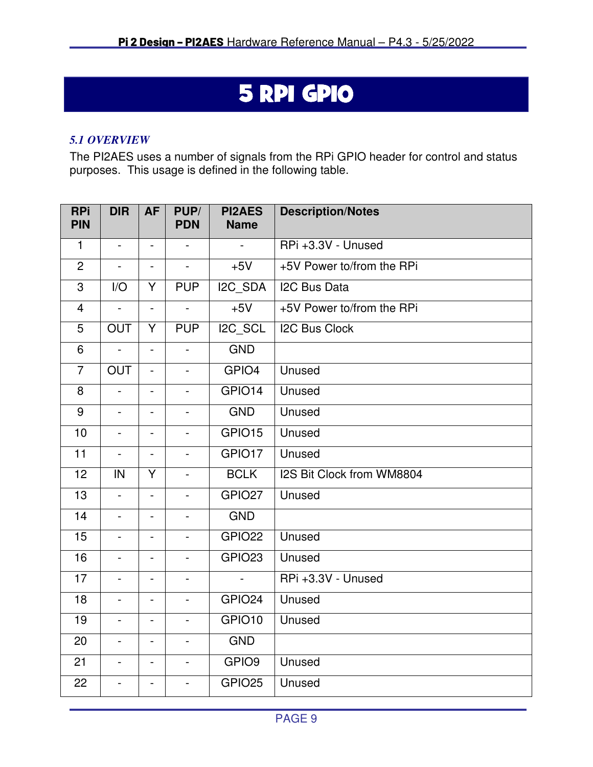# 5 RPI GPIO

## 5.1 OVERVIEW

The PI2AES uses a number of signals from the RPi GPIO header for control and status purposes. This usage is defined in the following table.

| RPi PIN | DIR | AF | PUP/ PDN | PI2AES Name | Description/Notes |
|---|---|---|---|---|---|
| 1 | - | - | - | - | RPi +3.3V - Unused |
| 2 | - | - | - | +5V | +5V Power to/from the RPi |
| 3 | I/O | Y | PUP | I2C_SDA | I2C Bus Data |
| 4 | - | - | - | +5V | +5V Power to/from the RPi |
| 5 | OUT | Y | PUP | I2C_SCL | I2C Bus Clock |
| 6 | - | - | - | GND | |
| 7 | OUT | - | - | GPIO4 | Unused |
| 8 | - | - | - | GPIO14 | Unused |
| 9 | - | - | - | GND | Unused |
| 10 | - | - | - | GPIO15 | Unused |
| 11 | - | - | - | GPIO17 | Unused |
| 12 | IN | Y | - | BCLK | I2S Bit Clock from WM8804 |
| 13 | - | - | - | GPIO27 | Unused |
| 14 | - | - | - | GND | |
| 15 | - | - | - | GPIO22 | Unused |
| 16 | - | - | - | GPIO23 | Unused |
| 17 | - | - | - | - | RPi +3.3V - Unused |
| 18 | - | - | - | GPIO24 | Unused |
| 19 | - | - | - | GPIO10 | Unused |
| 20 | - | - | - | GND | |
| 21 | - | - | - | GPIO9 | Unused |
| 22 | - | - | - | GPIO25 | Unused |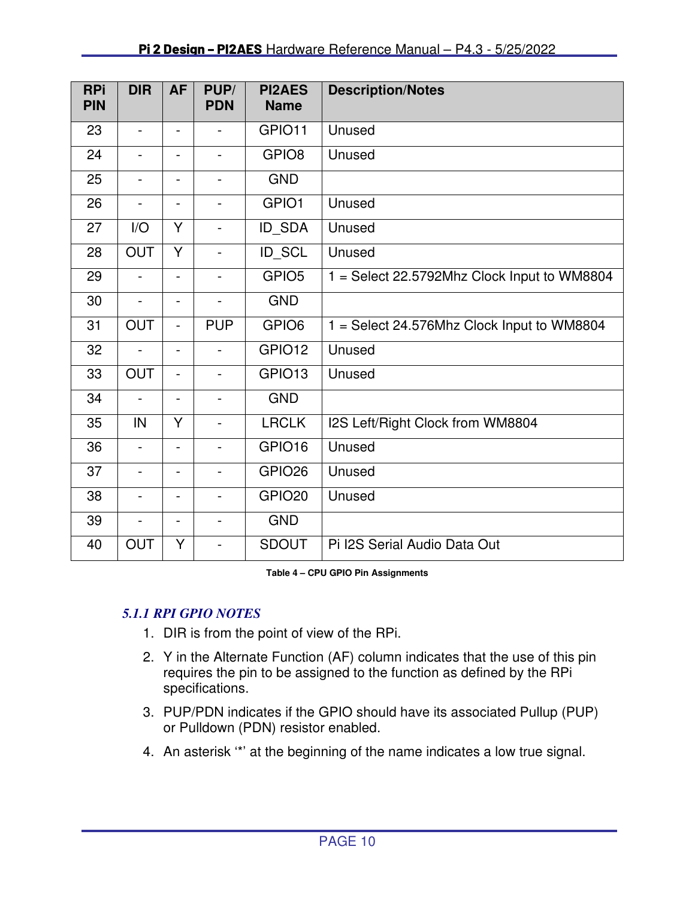| RPi PIN | DIR | AF | PUP/ PDN | PI2AES Name | Description/Notes |
|---|---|---|---|---|---|
| 23 | - | - | - | GPIO11 | Unused |
| 24 | - | - | - | GPIO8 | Unused |
| 25 | - | - | - | GND | |
| 26 | - | - | - | GPIO1 | Unused |
| 27 | I/O | Y | - | ID_SDA | Unused |
| 28 | OUT | Y | - | ID_SCL | Unused |
| 29 | - | - | - | GPIO5 | 1 = Select 22.5792Mhz Clock Input to WM8804 |
| 30 | - | - | - | GND | |
| 31 | OUT | - | PUP | GPIO6 | 1 = Select 24.576Mhz Clock Input to WM8804 |
| 32 | - | - | - | GPIO12 | Unused |
| 33 | OUT | - | - | GPIO13 | Unused |
| 34 | - | - | - | GND | |
| 35 | IN | Y | - | LRCLK | I2S Left/Right Clock from WM8804 |
| 36 | - | - | - | GPIO16 | Unused |
| 37 | - | - | - | GPIO26 | Unused |
| 38 | - | - | - | GPIO20 | Unused |
| 39 | - | - | - | GND | |
| 40 | OUT | Y | - | SDOUT | Pi I2S Serial Audio Data Out |

**Table 4 – CPU GPIO Pin Assignments**

### *5.1.1 RPI GPIO NOTES*

1. DIR is from the point of view of the RPi.
2. Y in the Alternate Function (AF) column indicates that the use of this pin requires the pin to be assigned to the function as defined by the RPi specifications.
3. PUP/PDN indicates if the GPIO should have its associated Pullup (PUP) or Pulldown (PDN) resistor enabled.
4. An asterisk '*' at the beginning of the name indicates a low true signal.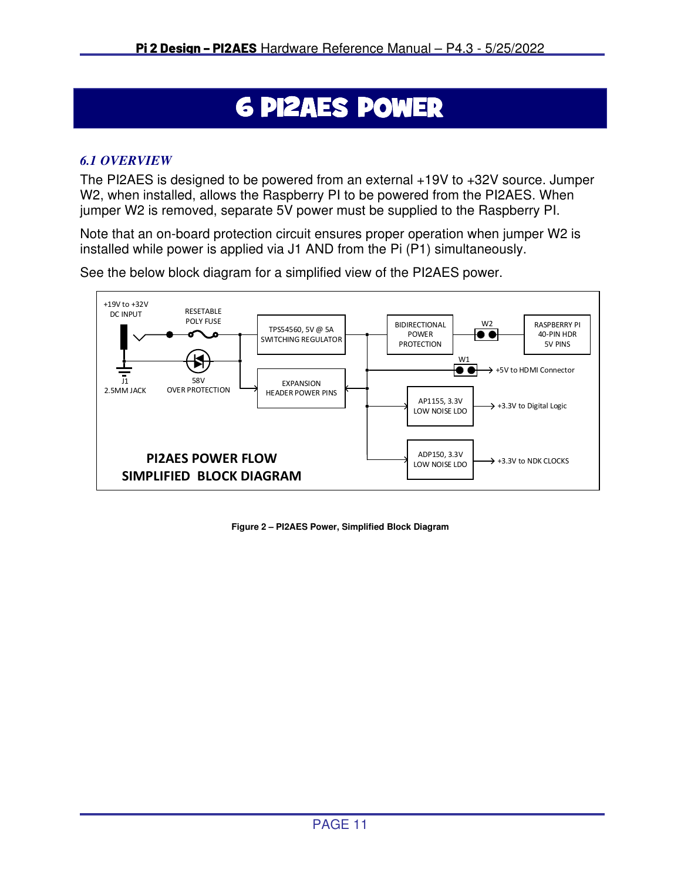# 6 PI2AES POWER

## *6.1 OVERVIEW*

The PI2AES is designed to be powered from an external +19V to +32V source. Jumper W2, when installed, allows the Raspberry PI to be powered from the PI2AES. When jumper W2 is removed, separate 5V power must be supplied to the Raspberry PI.

Note that an on-board protection circuit ensures proper operation when jumper W2 is installed while power is applied via J1 AND from the Pi (P1) simultaneously.

See the below block diagram for a simplified view of the PI2AES power.

+19V to +32V DC INPUT

RESETABLE POLY FUSE

TPS54560, 5V @ 5A SWITCHING REGULATOR

BIDIRECTIONAL POWER PROTECTION

W2

RASPBERRY PI 40-PIN HDR 5V PINS

W1

+5V to HDMI Connector

J1 2.5MM JACK

58V OVER PROTECTION

EXPANSION HEADER POWER PINS

AP1155, 3.3V LOW NOISE LDO

+3.3V to Digital Logic

ADP150, 3.3V LOW NOISE LDO

+3.3V to NDK CLOCKS

PI2AES POWER FLOW SIMPLIFIED BLOCK DIAGRAM

**Figure 2 – PI2AES Power, Simplified Block Diagram**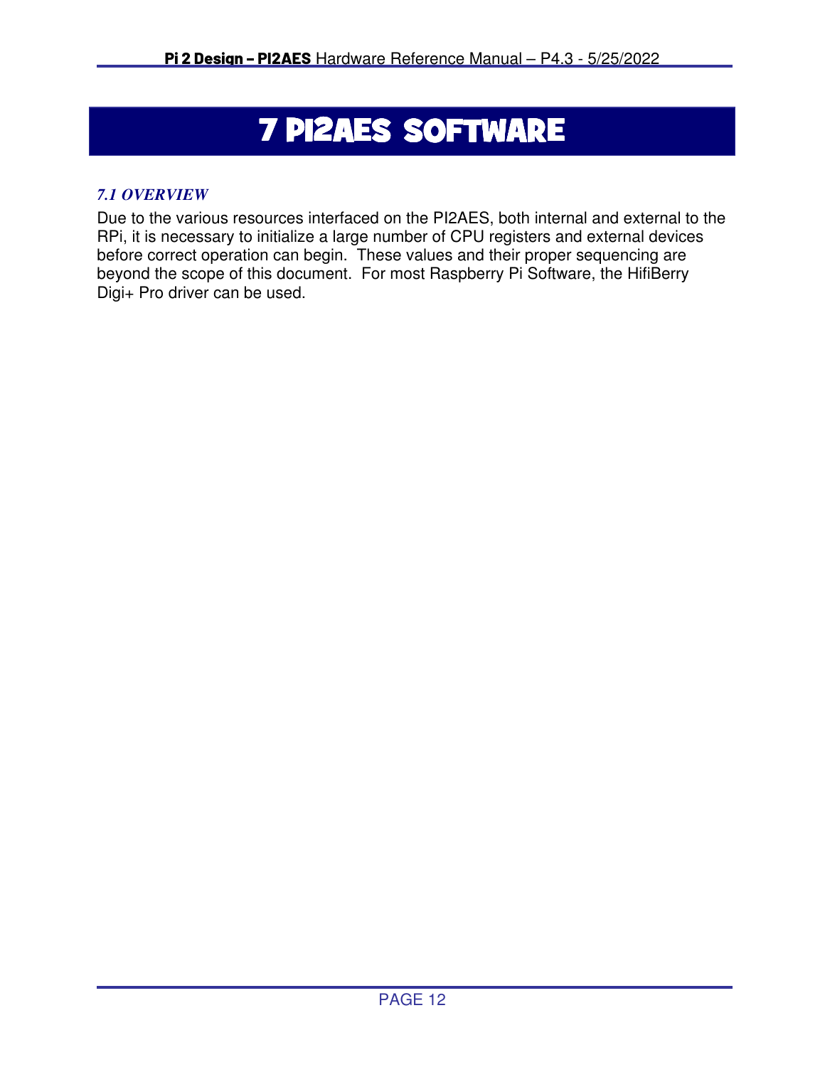# 7 PI2AES SOFTWARE

### *7.1 OVERVIEW*

Due to the various resources interfaced on the PI2AES, both internal and external to the RPi, it is necessary to initialize a large number of CPU registers and external devices before correct operation can begin. These values and their proper sequencing are beyond the scope of this document. For most Raspberry Pi Software, the HifiBerry Digi+ Pro driver can be used.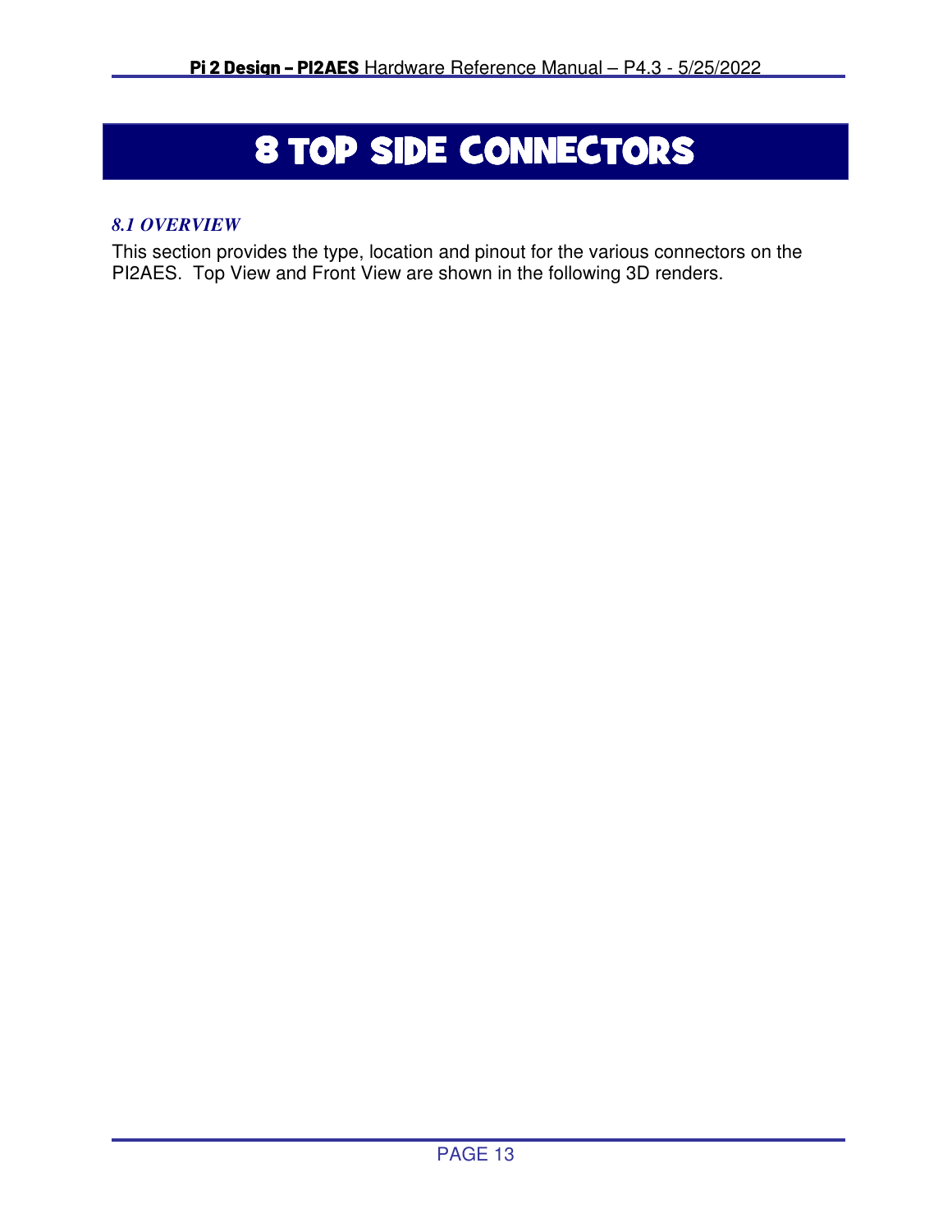# 8 TOP SIDE CONNECTORS

### *8.1 OVERVIEW*

This section provides the type, location and pinout for the various connectors on the PI2AES. Top View and Front View are shown in the following 3D renders.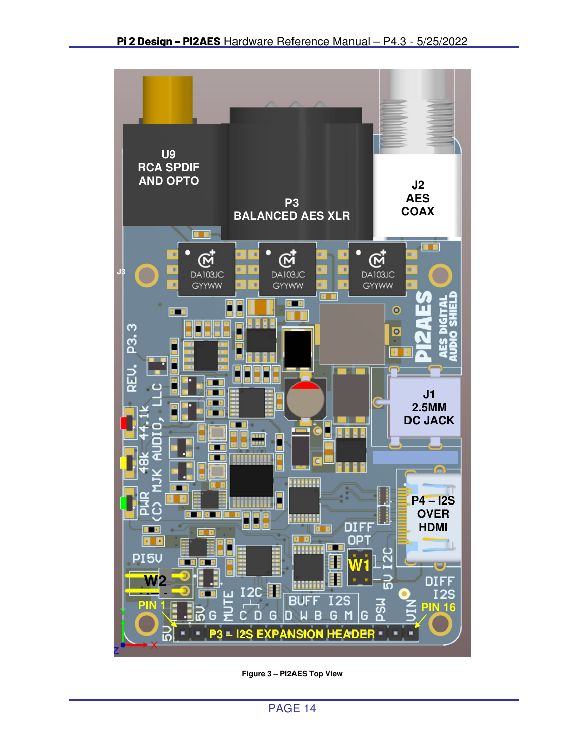**Figure 3 – PI2AES Top View**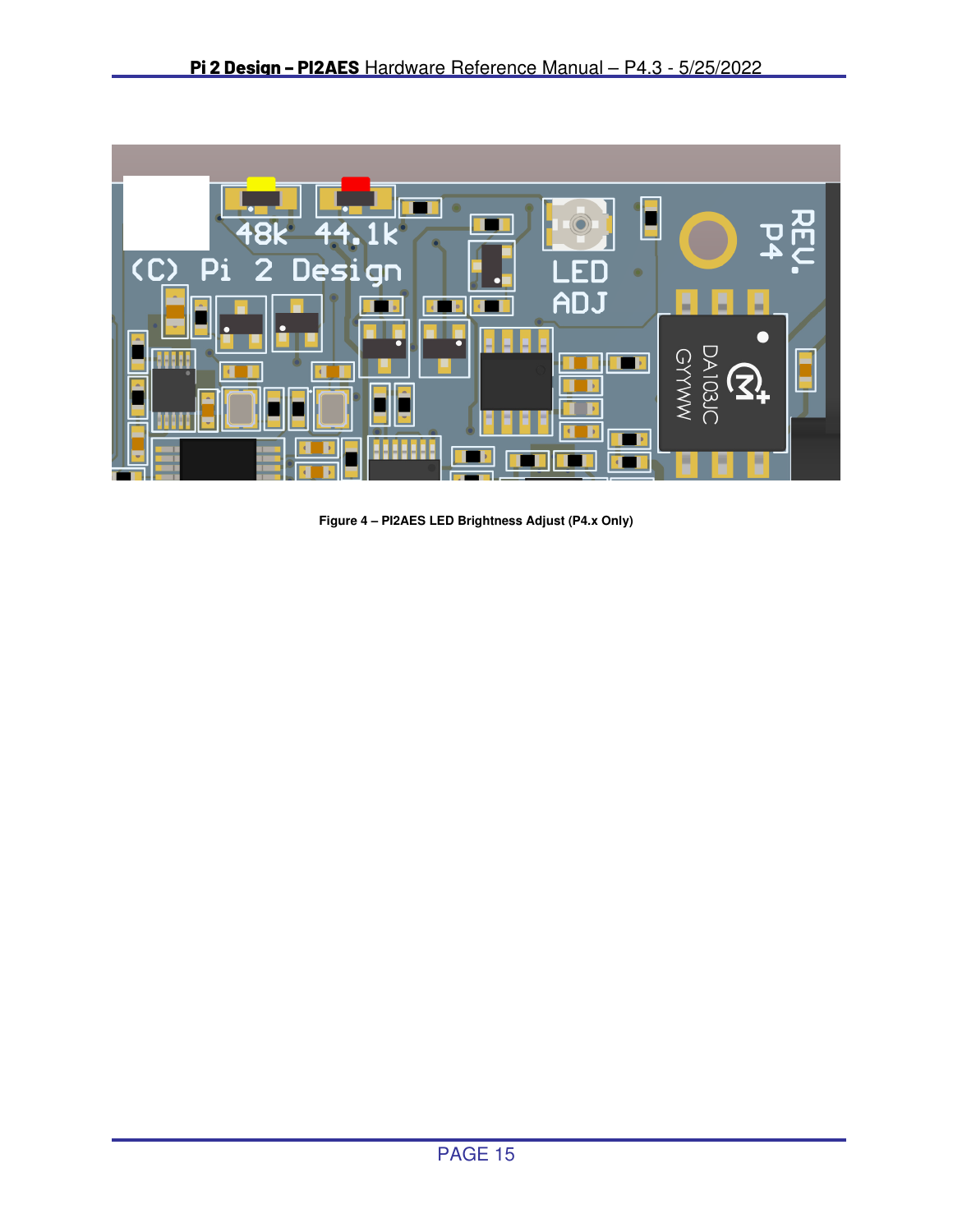**Figure 4 – PI2AES LED Brightness Adjust (P4.x Only)**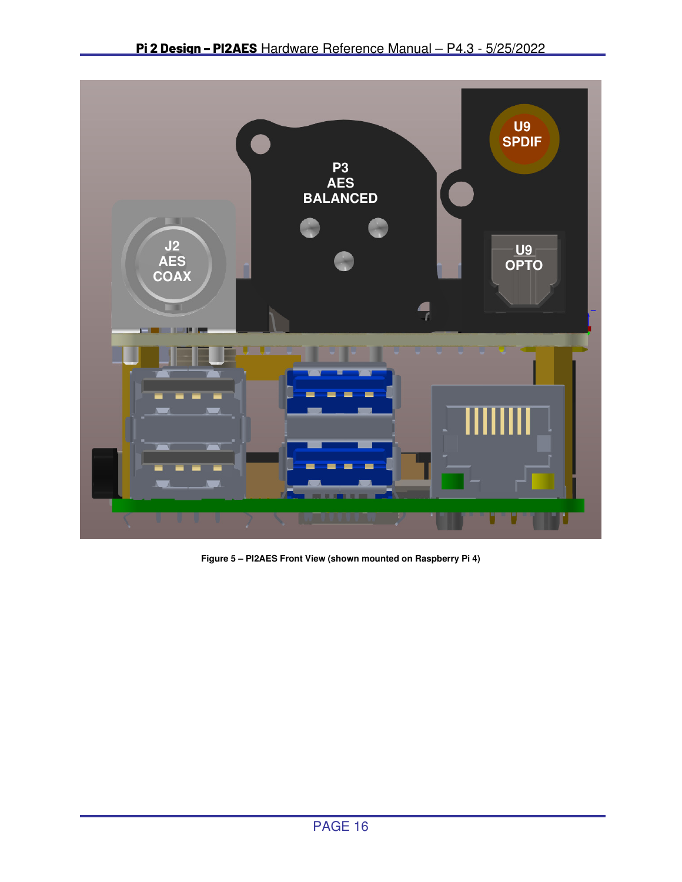Figure 5 – PI2AES Front View (shown mounted on Raspberry Pi 4)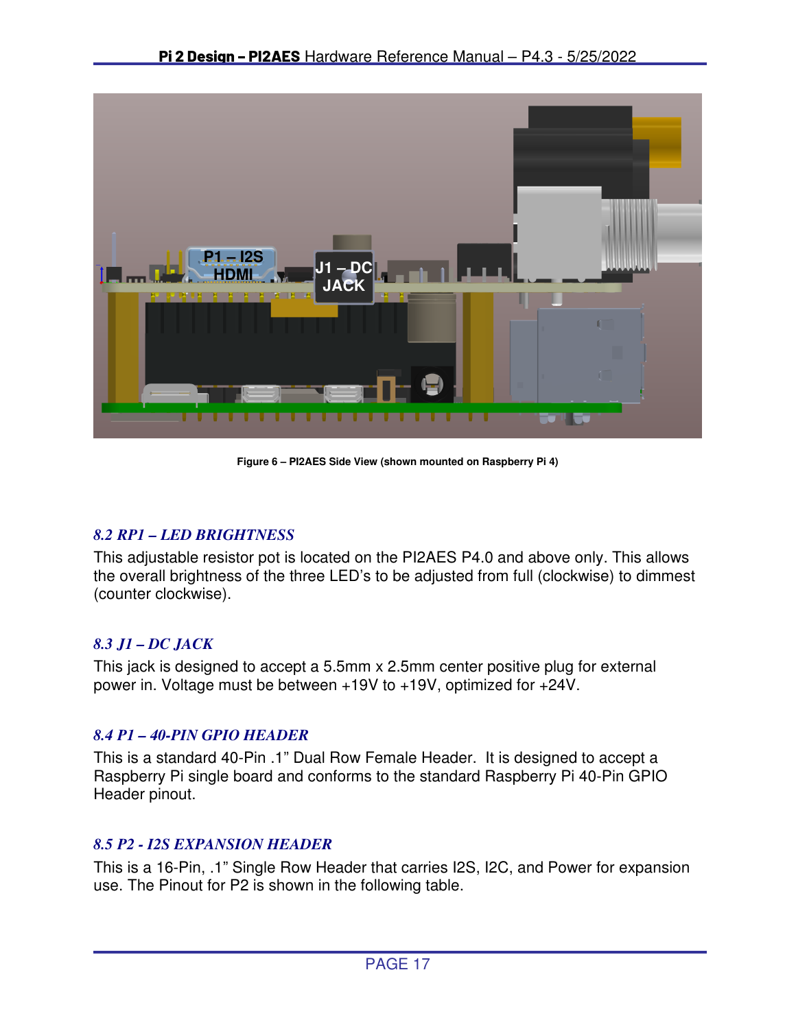Figure 6 – PI2AES Side View (shown mounted on Raspberry Pi 4)

### 8.2 RP1 – LED BRIGHTNESS

This adjustable resistor pot is located on the PI2AES P4.0 and above only. This allows the overall brightness of the three LED's to be adjusted from full (clockwise) to dimmest (counter clockwise).

### 8.3 J1 – DC JACK

This jack is designed to accept a 5.5mm x 2.5mm center positive plug for external power in. Voltage must be between +19V to +19V, optimized for +24V.

### 8.4 P1 – 40-PIN GPIO HEADER

This is a standard 40-Pin .1" Dual Row Female Header. It is designed to accept a Raspberry Pi single board and conforms to the standard Raspberry Pi 40-Pin GPIO Header pinout.

### 8.5 P2 - I2S EXPANSION HEADER

This is a 16-Pin, .1" Single Row Header that carries I2S, I2C, and Power for expansion use. The Pinout for P2 is shown in the following table.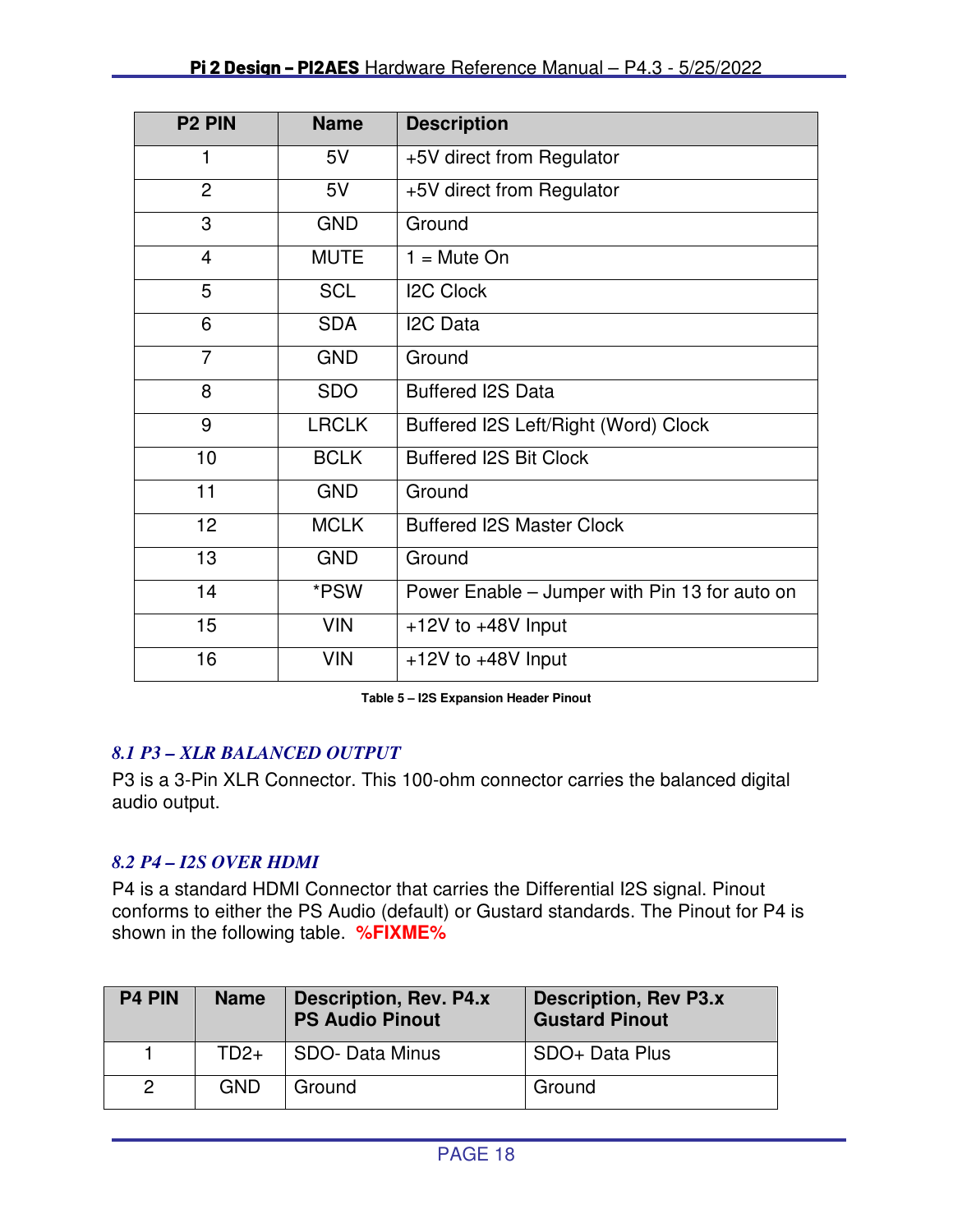| P2 PIN | Name | Description |
|---|---|---|
| 1 | 5V | +5V direct from Regulator |
| 2 | 5V | +5V direct from Regulator |
| 3 | GND | Ground |
| 4 | MUTE | 1 = Mute On |
| 5 | SCL | I2C Clock |
| 6 | SDA | I2C Data |
| 7 | GND | Ground |
| 8 | SDO | Buffered I2S Data |
| 9 | LRCLK | Buffered I2S Left/Right (Word) Clock |
| 10 | BCLK | Buffered I2S Bit Clock |
| 11 | GND | Ground |
| 12 | MCLK | Buffered I2S Master Clock |
| 13 | GND | Ground |
| 14 | *PSW | Power Enable – Jumper with Pin 13 for auto on |
| 15 | VIN | +12V to +48V Input |
| 16 | VIN | +12V to +48V Input |

**Table 5 – I2S Expansion Header Pinout**

### *8.1 P3 – XLR BALANCED OUTPUT*

P3 is a 3-Pin XLR Connector. This 100-ohm connector carries the balanced digital audio output.

### *8.2 P4 – I2S OVER HDMI*

P4 is a standard HDMI Connector that carries the Differential I2S signal. Pinout conforms to either the PS Audio (default) or Gustard standards. The Pinout for P4 is shown in the following table. **%FIXME%**

| P4 PIN | Name | Description, Rev. P4.x PS Audio Pinout | Description, Rev P3.x Gustard Pinout |
|---|---|---|---|
| 1 | TD2+ | SDO- Data Minus | SDO+ Data Plus |
| 2 | GND | Ground | Ground |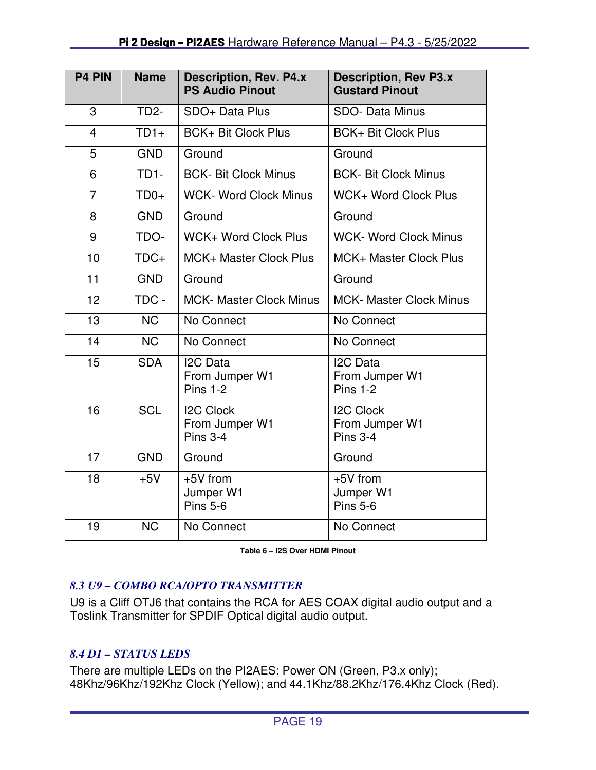| P4 PIN | Name | Description, Rev. P4.x PS Audio Pinout | Description, Rev P3.x Gustard Pinout |
|---|---|---|---|
| 3 | TD2- | SDO+ Data Plus | SDO- Data Minus |
| 4 | TD1+ | BCK+ Bit Clock Plus | BCK+ Bit Clock Plus |
| 5 | GND | Ground | Ground |
| 6 | TD1- | BCK- Bit Clock Minus | BCK- Bit Clock Minus |
| 7 | TD0+ | WCK- Word Clock Minus | WCK+ Word Clock Plus |
| 8 | GND | Ground | Ground |
| 9 | TDO- | WCK+ Word Clock Plus | WCK- Word Clock Minus |
| 10 | TDC+ | MCK+ Master Clock Plus | MCK+ Master Clock Plus |
| 11 | GND | Ground | Ground |
| 12 | TDC - | MCK- Master Clock Minus | MCK- Master Clock Minus |
| 13 | NC | No Connect | No Connect |
| 14 | NC | No Connect | No Connect |
| 15 | SDA | I2C Data From Jumper W1 Pins 1-2 | I2C Data From Jumper W1 Pins 1-2 |
| 16 | SCL | I2C Clock From Jumper W1 Pins 3-4 | I2C Clock From Jumper W1 Pins 3-4 |
| 17 | GND | Ground | Ground |
| 18 | +5V | +5V from Jumper W1 Pins 5-6 | +5V from Jumper W1 Pins 5-6 |
| 19 | NC | No Connect | No Connect |

**Table 6 – I2S Over HDMI Pinout**

### *8.3 U9 – COMBO RCA/OPTO TRANSMITTER*

U9 is a Cliff OTJ6 that contains the RCA for AES COAX digital audio output and a Toslink Transmitter for SPDIF Optical digital audio output.

### *8.4 D1 – STATUS LEDS*

There are multiple LEDs on the PI2AES: Power ON (Green, P3.x only); 48Khz/96Khz/192Khz Clock (Yellow); and 44.1Khz/88.2Khz/176.4Khz Clock (Red).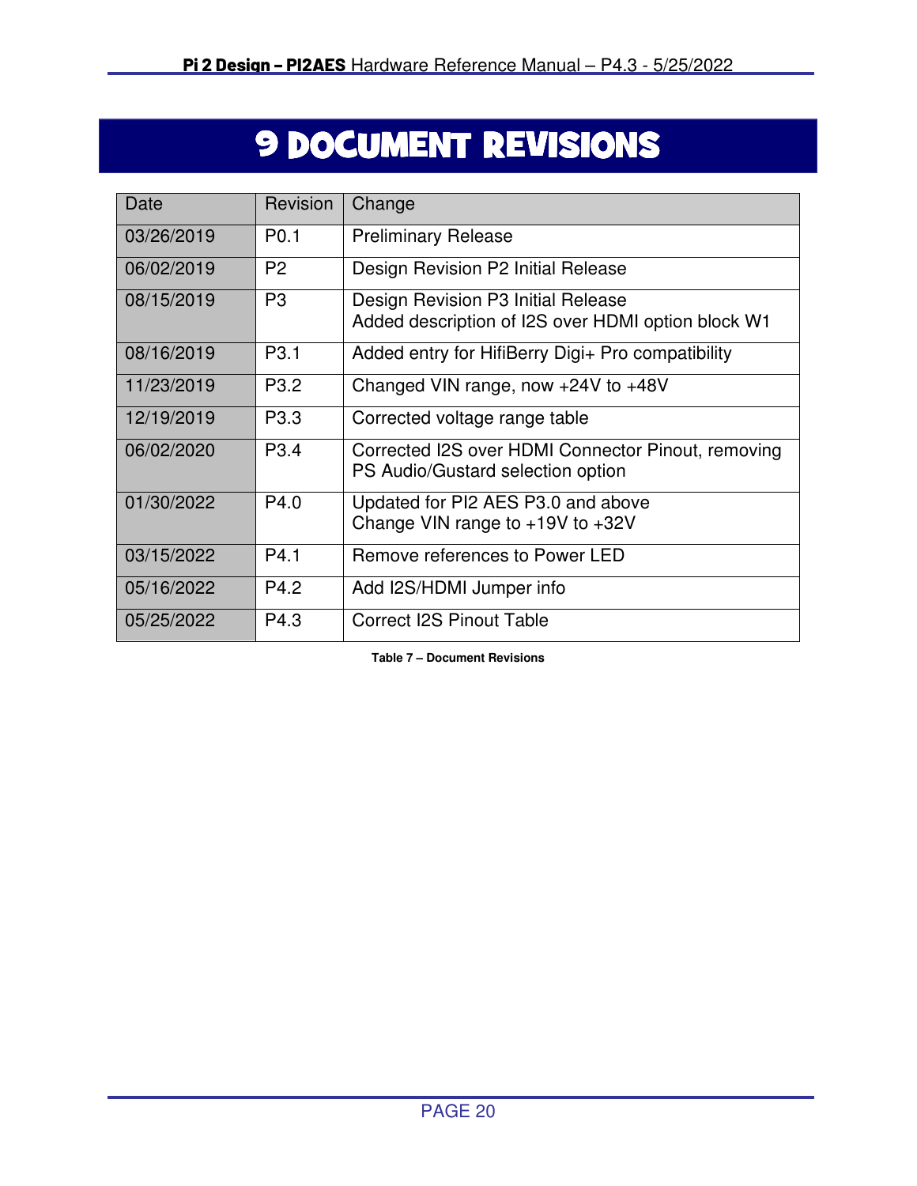# 9 DOCUMENT REVISIONS

| Date | Revision | Change |
|---|---|---|
| 03/26/2019 | P0.1 | Preliminary Release |
| 06/02/2019 | P2 | Design Revision P2 Initial Release |
| 08/15/2019 | P3 | Design Revision P3 Initial Release<br>Added description of I2S over HDMI option block W1 |
| 08/16/2019 | P3.1 | Added entry for HifiBerry Digi+ Pro compatibility |
| 11/23/2019 | P3.2 | Changed VIN range, now +24V to +48V |
| 12/19/2019 | P3.3 | Corrected voltage range table |
| 06/02/2020 | P3.4 | Corrected I2S over HDMI Connector Pinout, removing PS Audio/Gustard selection option |
| 01/30/2022 | P4.0 | Updated for PI2 AES P3.0 and above<br>Change VIN range to +19V to +32V |
| 03/15/2022 | P4.1 | Remove references to Power LED |
| 05/16/2022 | P4.2 | Add I2S/HDMI Jumper info |
| 05/25/2022 | P4.3 | Correct I2S Pinout Table |

**Table 7 – Document Revisions**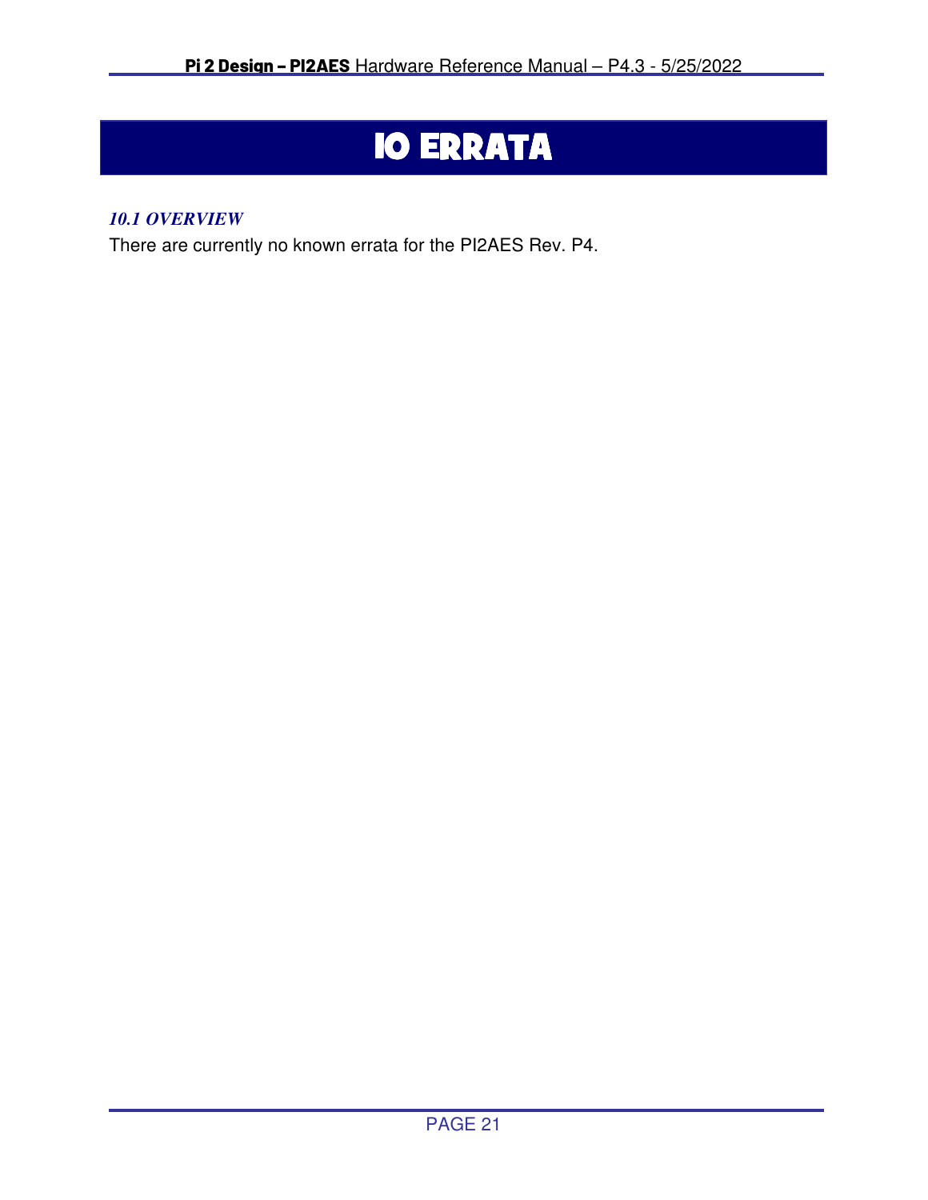# 10 ERRATA

### *10.1 OVERVIEW*

There are currently no known errata for the PI2AES Rev. P4.